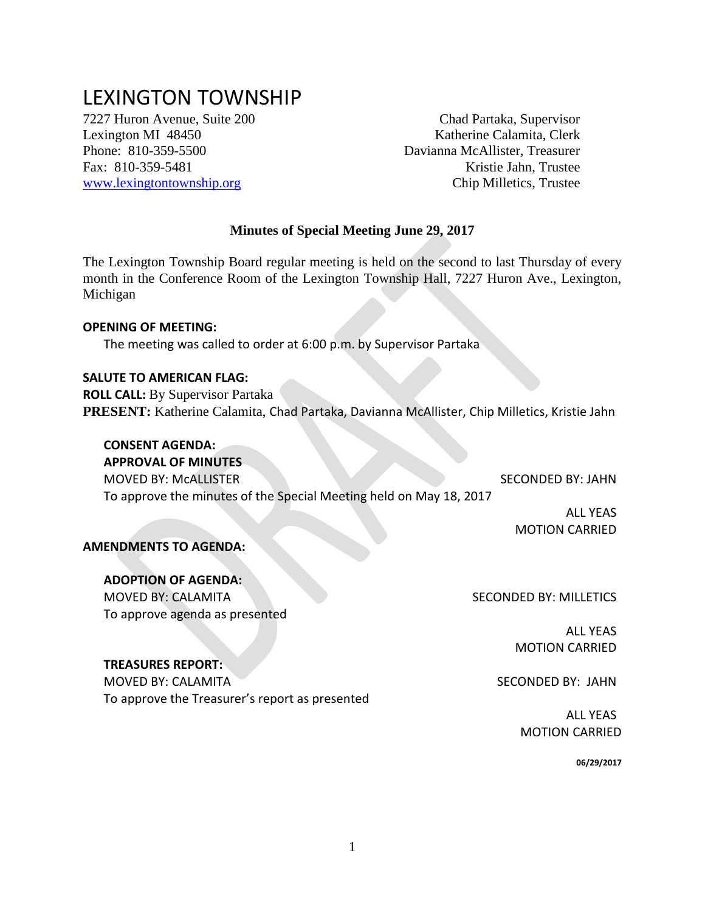# LEXINGTON TOWNSHIP

7227 Huron Avenue, Suite 200
Lexington MI 48450
Phone: 810-359-5500
Fax: 810-359-5481
www.lexingtontownship.org

Chad Partaka, Supervisor
Katherine Calamita, Clerk
Davianna McAllister, Treasurer
Kristie Jahn, Trustee
Chip Milletics, Trustee

**Minutes of Special Meeting June 29, 2017**

The Lexington Township Board regular meeting is held on the second to last Thursday of every month in the Conference Room of the Lexington Township Hall, 7227 Huron Ave., Lexington, Michigan

**OPENING OF MEETING:**

The meeting was called to order at 6:00 p.m. by Supervisor Partaka

**SALUTE TO AMERICAN FLAG:**

**ROLL CALL:** By Supervisor Partaka

**PRESENT:** Katherine Calamita, Chad Partaka, Davianna McAllister, Chip Milletics, Kristie Jahn

**CONSENT AGENDA:**

**APPROVAL OF MINUTES**

MOVED BY: McALLISTER SECONDED BY: JAHN

To approve the minutes of the Special Meeting held on May 18, 2017

ALL YEAS
MOTION CARRIED

**AMENDMENTS TO AGENDA:**

**ADOPTION OF AGENDA:**

MOVED BY: CALAMITA SECONDED BY: MILLETICS

To approve agenda as presented

ALL YEAS
MOTION CARRIED

**TREASURES REPORT:**

MOVED BY: CALAMITA SECONDED BY: JAHN

To approve the Treasurer's report as presented

ALL YEAS
MOTION CARRIED

06/29/2017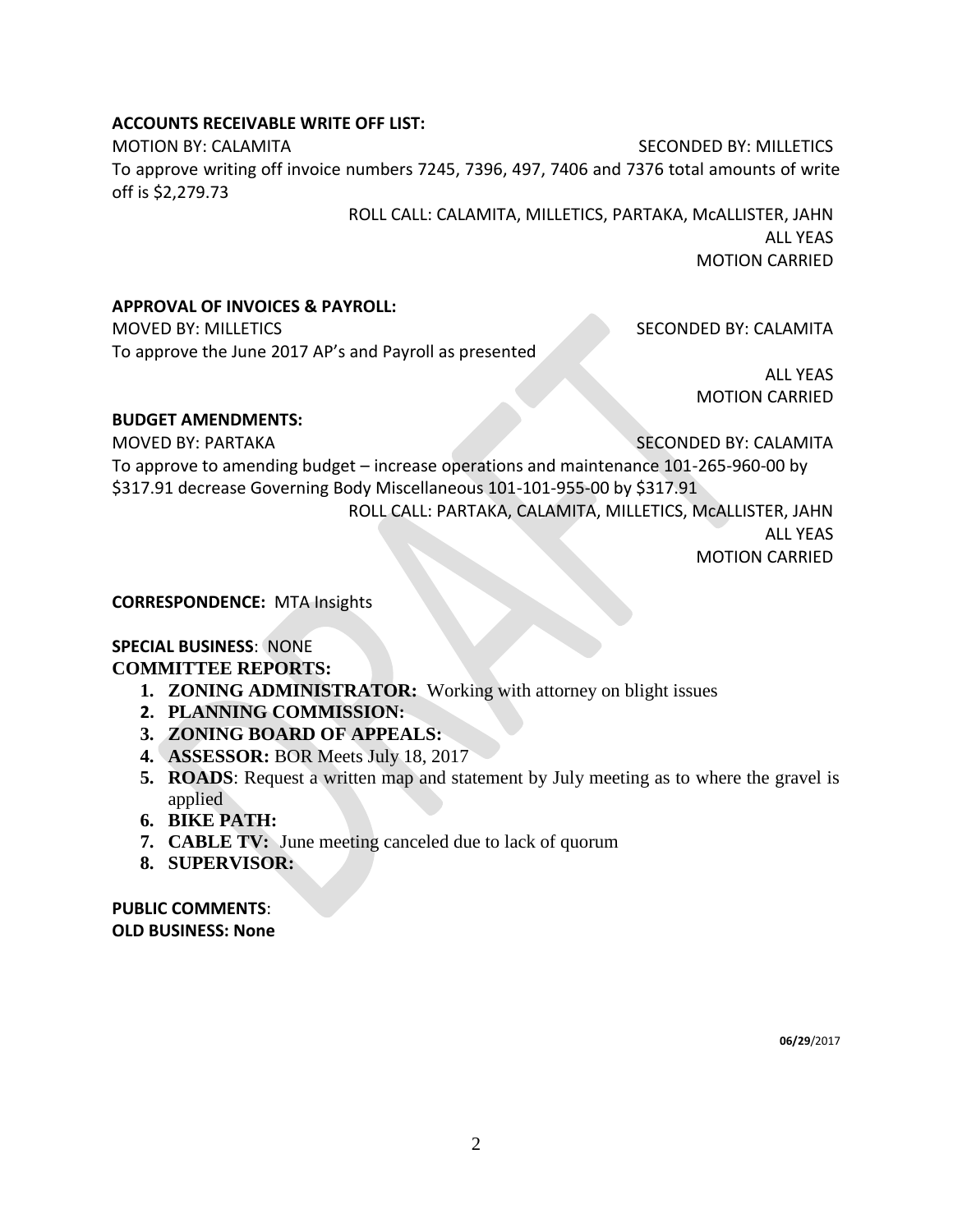**ACCOUNTS RECEIVABLE WRITE OFF LIST:**

MOTION BY: CALAMITA SECONDED BY: MILLETICS

To approve writing off invoice numbers 7245, 7396, 497, 7406 and 7376 total amounts of write off is $2,279.73

ROLL CALL: CALAMITA, MILLETICS, PARTAKA, McALLISTER, JAHN

ALL YEAS

MOTION CARRIED

**APPROVAL OF INVOICES & PAYROLL:**

MOVED BY: MILLETICS SECONDED BY: CALAMITA

To approve the June 2017 AP's and Payroll as presented

ALL YEAS

MOTION CARRIED

**BUDGET AMENDMENTS:**

MOVED BY: PARTAKA SECONDED BY: CALAMITA

To approve to amending budget – increase operations and maintenance 101-265-960-00 by $317.91 decrease Governing Body Miscellaneous 101-101-955-00 by $317.91

ROLL CALL: PARTAKA, CALAMITA, MILLETICS, McALLISTER, JAHN

ALL YEAS

MOTION CARRIED

**CORRESPONDENCE:** MTA Insights

**SPECIAL BUSINESS**: NONE

**COMMITTEE REPORTS:**

1. **ZONING ADMINISTRATOR:** Working with attorney on blight issues
2. **PLANNING COMMISSION:**
3. **ZONING BOARD OF APPEALS:**
4. **ASSESSOR:** BOR Meets July 18, 2017
5. **ROADS**: Request a written map and statement by July meeting as to where the gravel is applied
6. **BIKE PATH:**
7. **CABLE TV:** June meeting canceled due to lack of quorum
8. **SUPERVISOR:**

**PUBLIC COMMENTS**:

**OLD BUSINESS: None**

**06/29**/2017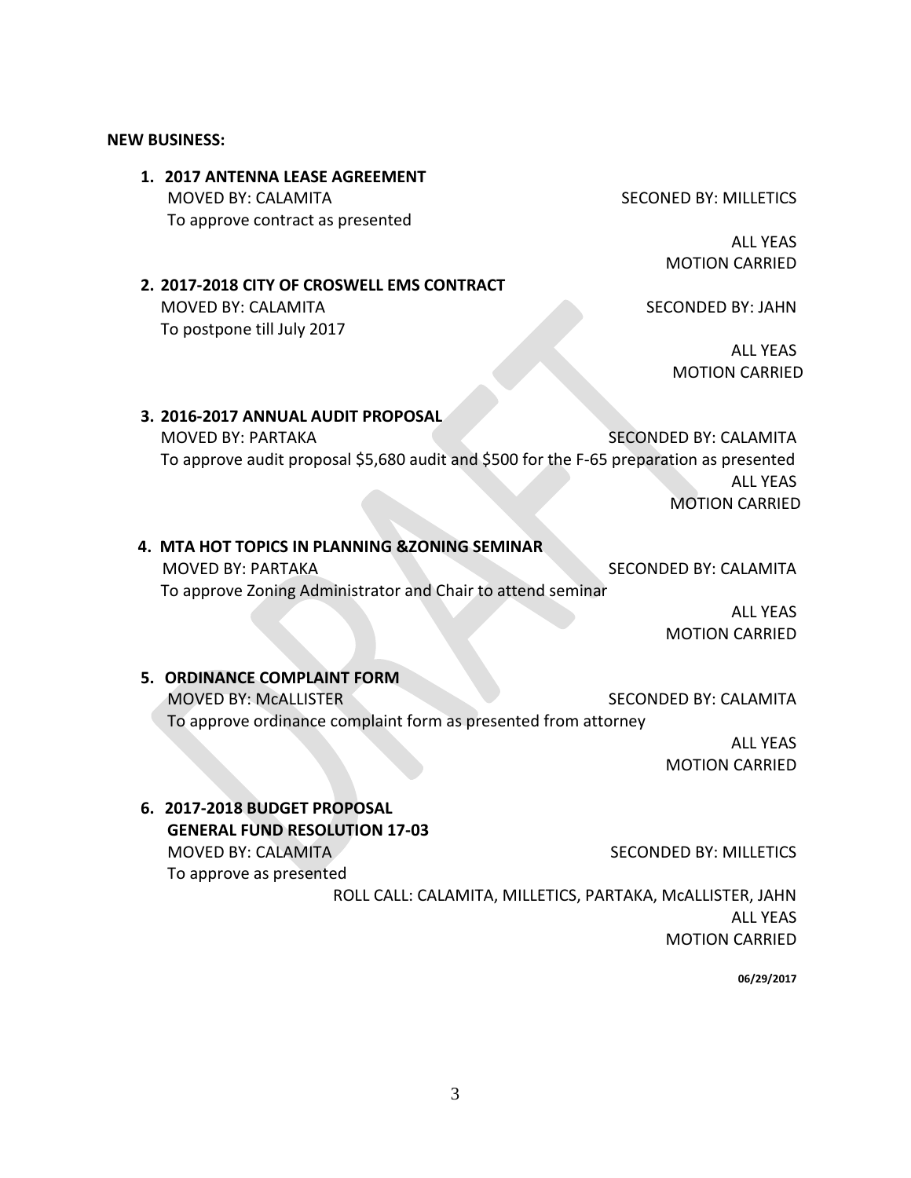**NEW BUSINESS:**

1. **2017 ANTENNA LEASE AGREEMENT**
   MOVED BY: CALAMITA SECONED BY: MILLETICS
   To approve contract as presented

   ALL YEAS
   MOTION CARRIED

2. **2017-2018 CITY OF CROSWELL EMS CONTRACT**
   MOVED BY: CALAMITA SECONDED BY: JAHN
   To postpone till July 2017

   ALL YEAS
   MOTION CARRIED

3. **2016-2017 ANNUAL AUDIT PROPOSAL**
   MOVED BY: PARTAKA SECONDED BY: CALAMITA
   To approve audit proposal $5,680 audit and $500 for the F-65 preparation as presented

   ALL YEAS
   MOTION CARRIED

4. **MTA HOT TOPICS IN PLANNING &ZONING SEMINAR**
   MOVED BY: PARTAKA SECONDED BY: CALAMITA
   To approve Zoning Administrator and Chair to attend seminar

   ALL YEAS
   MOTION CARRIED

5. **ORDINANCE COMPLAINT FORM**
   MOVED BY: McALLISTER SECONDED BY: CALAMITA
   To approve ordinance complaint form as presented from attorney

   ALL YEAS
   MOTION CARRIED

6. **2017-2018 BUDGET PROPOSAL**
   **GENERAL FUND RESOLUTION 17-03**
   MOVED BY: CALAMITA SECONDED BY: MILLETICS
   To approve as presented

   ROLL CALL: CALAMITA, MILLETICS, PARTAKA, McALLISTER, JAHN
   ALL YEAS
   MOTION CARRIED

**06/29/2017**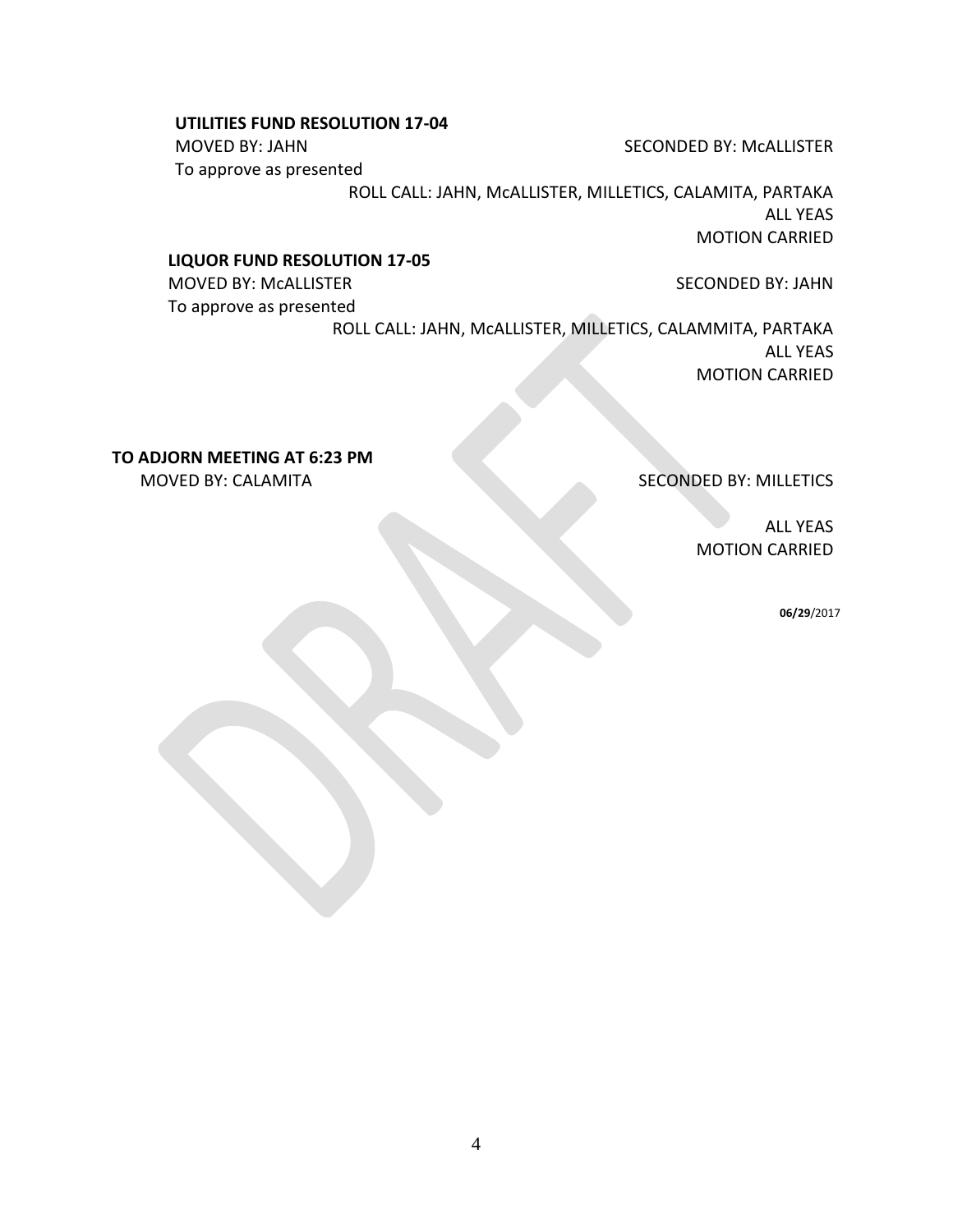**UTILITIES FUND RESOLUTION 17-04**

MOVED BY: JAHN SECONDED BY: McALLISTER

To approve as presented

ROLL CALL: JAHN, McALLISTER, MILLETICS, CALAMITA, PARTAKA

ALL YEAS

MOTION CARRIED

**LIQUOR FUND RESOLUTION 17-05**

MOVED BY: McALLISTER SECONDED BY: JAHN

To approve as presented

ROLL CALL: JAHN, McALLISTER, MILLETICS, CALAMMITA, PARTAKA

ALL YEAS

MOTION CARRIED

**TO ADJORN MEETING AT 6:23 PM**

MOVED BY: CALAMITA SECONDED BY: MILLETICS

ALL YEAS

MOTION CARRIED

**06/29**/2017